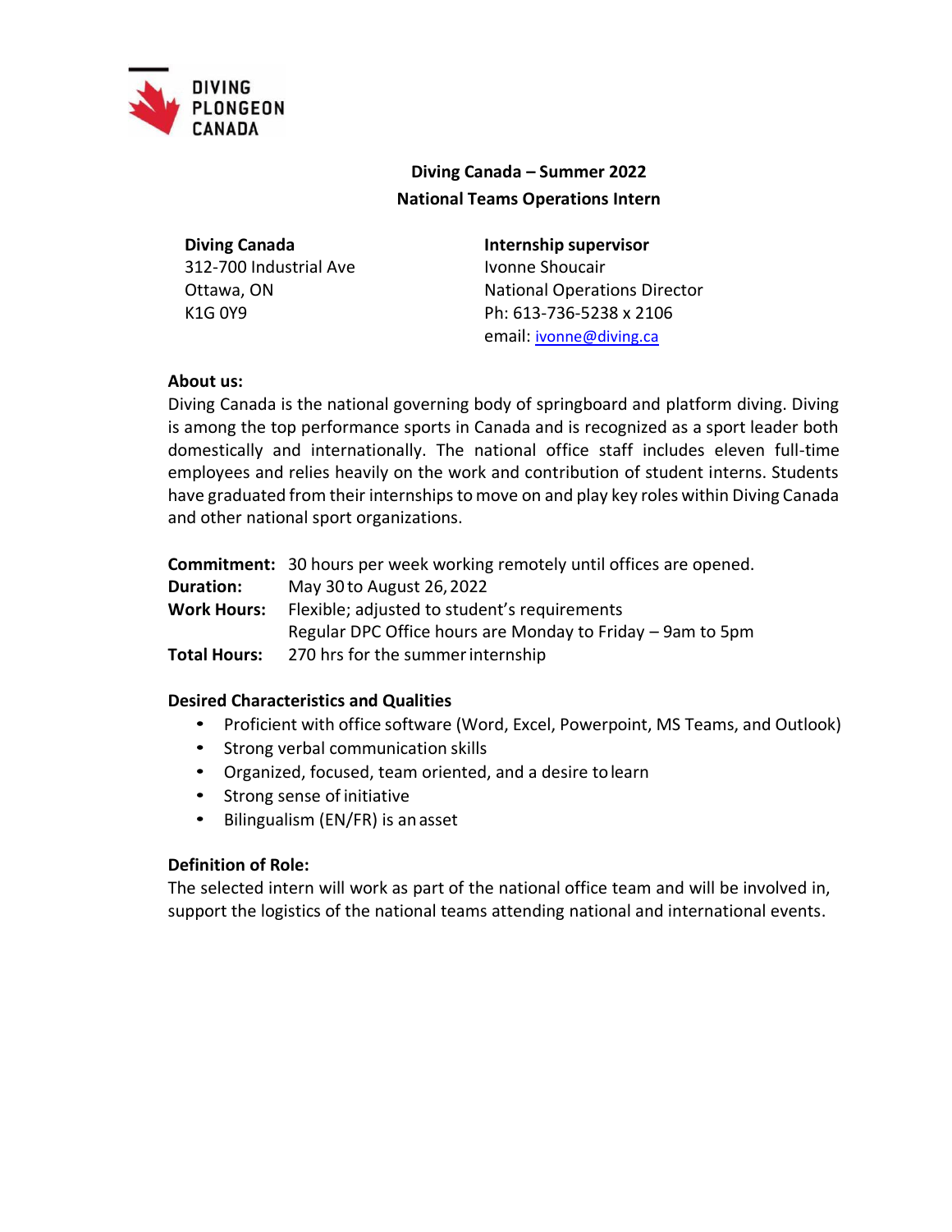DIVING
PLONGEON
CANADA

**Diving Canada – Summer 2022**
**National Teams Operations Intern**

**Diving Canada**
312-700 Industrial Ave
Ottawa, ON
K1G 0Y9

**Internship supervisor**
Ivonne Shoucair
National Operations Director
Ph: 613-736-5238 x 2106
email: ivonne@diving.ca

**About us:**
Diving Canada is the national governing body of springboard and platform diving. Diving is among the top performance sports in Canada and is recognized as a sport leader both domestically and internationally. The national office staff includes eleven full-time employees and relies heavily on the work and contribution of student interns. Students have graduated from their internships to move on and play key roles within Diving Canada and other national sport organizations.

**Commitment:** 30 hours per week working remotely until offices are opened.
**Duration:** May 30 to August 26, 2022
**Work Hours:** Flexible; adjusted to student's requirements
Regular DPC Office hours are Monday to Friday – 9am to 5pm
**Total Hours:** 270 hrs for the summer internship

**Desired Characteristics and Qualities**

- Proficient with office software (Word, Excel, Powerpoint, MS Teams, and Outlook)
- Strong verbal communication skills
- Organized, focused, team oriented, and a desire to learn
- Strong sense of initiative
- Bilingualism (EN/FR) is an asset

**Definition of Role:**
The selected intern will work as part of the national office team and will be involved in, support the logistics of the national teams attending national and international events.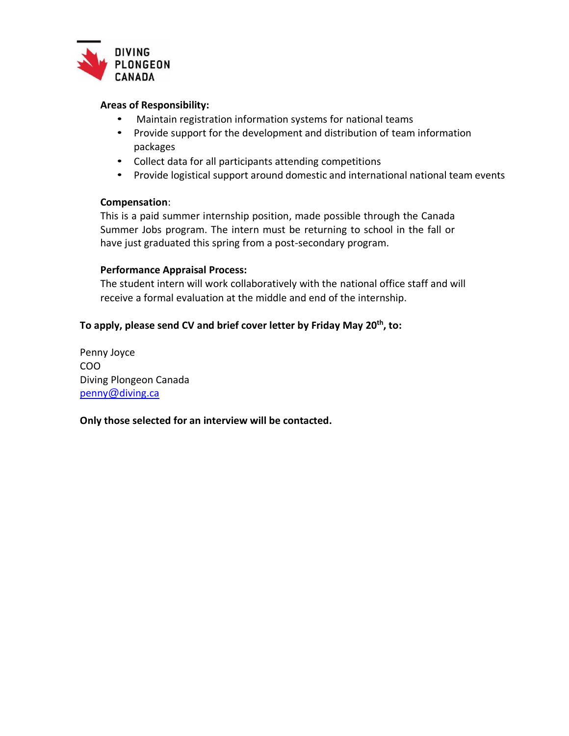**Areas of Responsibility:**

- Maintain registration information systems for national teams
- Provide support for the development and distribution of team information packages
- Collect data for all participants attending competitions
- Provide logistical support around domestic and international national team events

**Compensation**:
This is a paid summer internship position, made possible through the Canada Summer Jobs program. The intern must be returning to school in the fall or have just graduated this spring from a post-secondary program.

**Performance Appraisal Process:**
The student intern will work collaboratively with the national office staff and will receive a formal evaluation at the middle and end of the internship.

**To apply, please send CV and brief cover letter by Friday May 20th, to:**

Penny Joyce
COO
Diving Plongeon Canada
penny@diving.ca

**Only those selected for an interview will be contacted.**